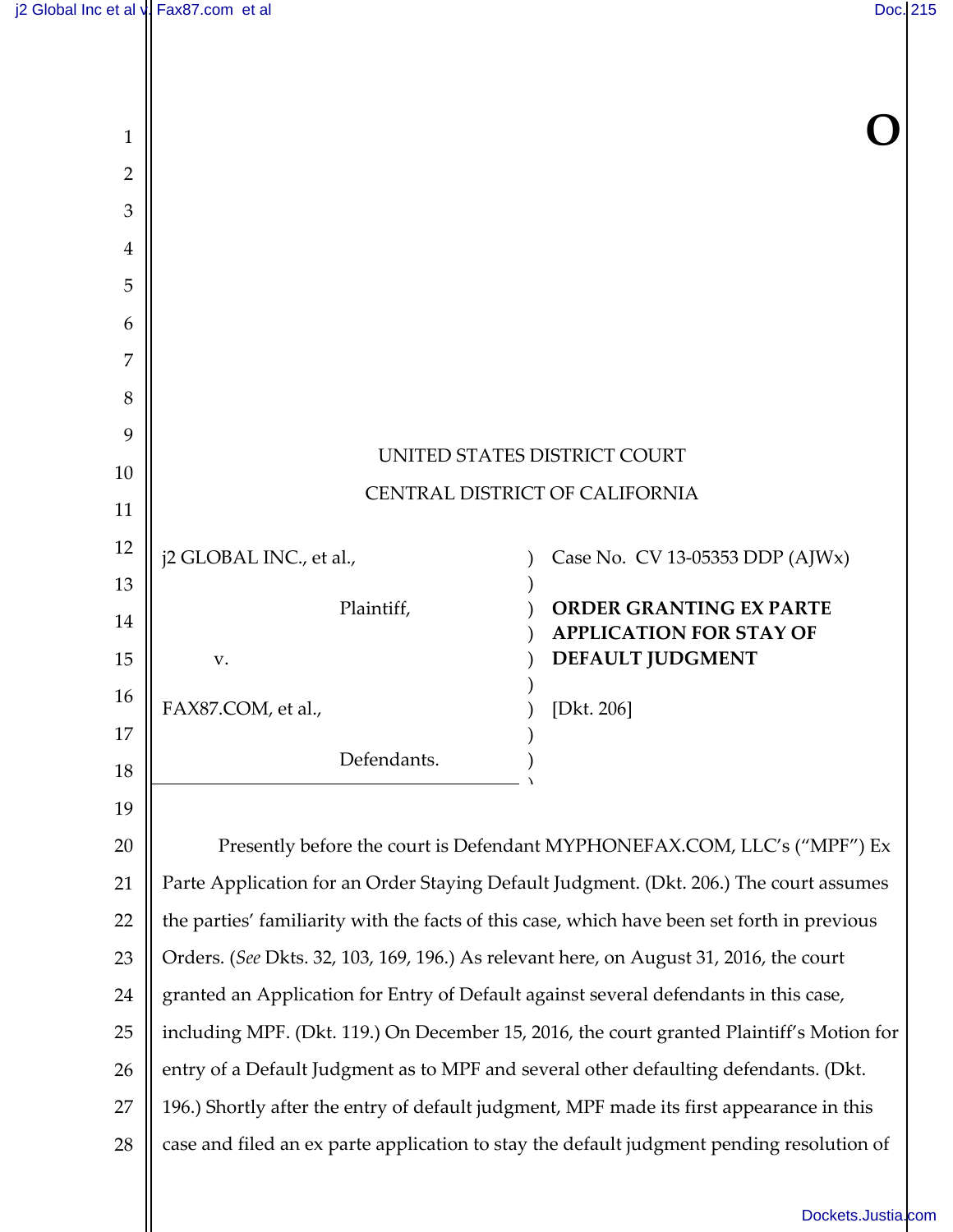O

UNITED STATES DISTRICT COURT

CENTRAL DISTRICT OF CALIFORNIA

j2 GLOBAL INC., et al.,

Plaintiff,

v.

FAX87.COM, et al.,

Defendants.

Case No. CV 13-05353 DDP (AJWx)

**ORDER GRANTING EX PARTE APPLICATION FOR STAY OF DEFAULT JUDGMENT**

[Dkt. 206]

Presently before the court is Defendant MYPHONEFAX.COM, LLC's ("MPF") Ex Parte Application for an Order Staying Default Judgment. (Dkt. 206.) The court assumes the parties' familiarity with the facts of this case, which have been set forth in previous Orders. (*See* Dkts. 32, 103, 169, 196.) As relevant here, on August 31, 2016, the court granted an Application for Entry of Default against several defendants in this case, including MPF. (Dkt. 119.) On December 15, 2016, the court granted Plaintiff's Motion for entry of a Default Judgment as to MPF and several other defaulting defendants. (Dkt. 196.) Shortly after the entry of default judgment, MPF made its first appearance in this case and filed an ex parte application to stay the default judgment pending resolution of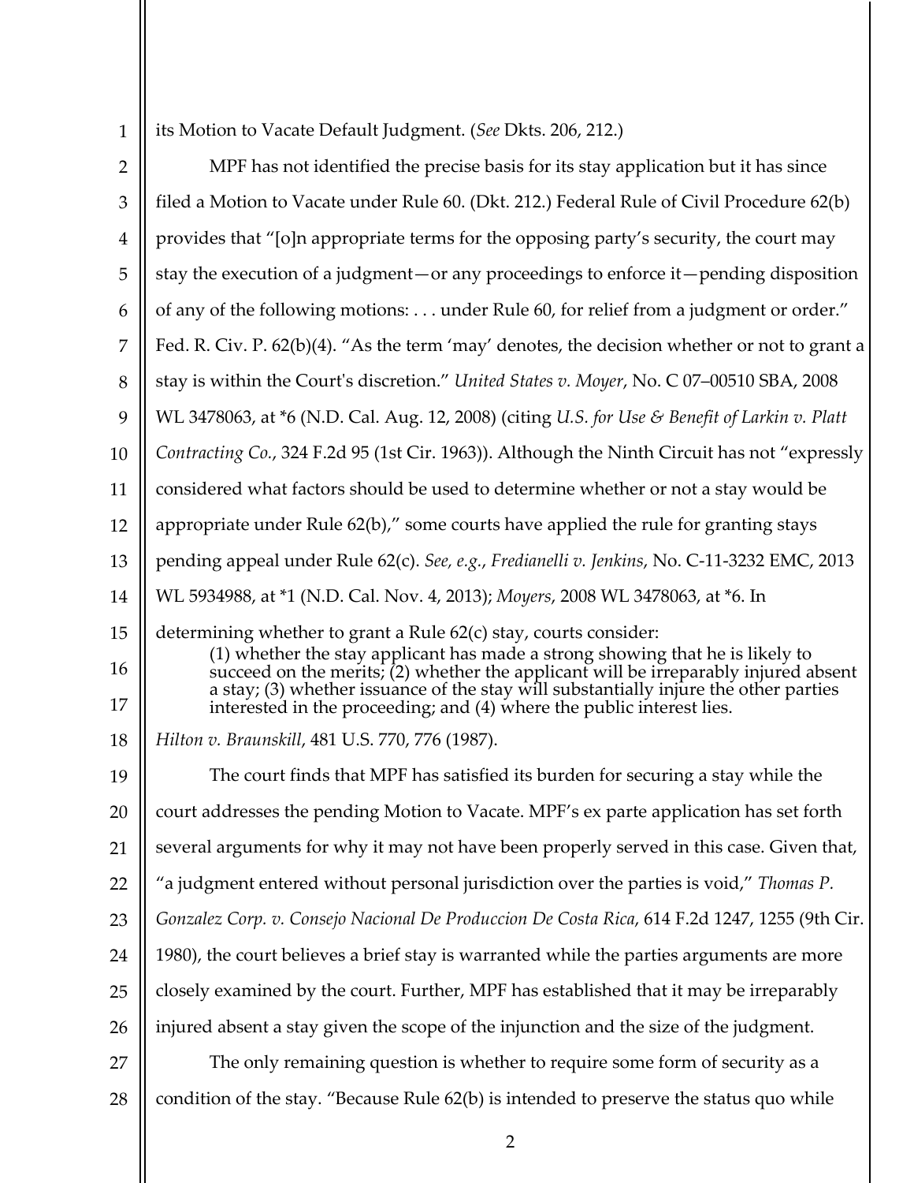its Motion to Vacate Default Judgment. (*See* Dkts. 206, 212.)

MPF has not identified the precise basis for its stay application but it has since filed a Motion to Vacate under Rule 60. (Dkt. 212.) Federal Rule of Civil Procedure 62(b) provides that "[o]n appropriate terms for the opposing party's security, the court may stay the execution of a judgment—or any proceedings to enforce it—pending disposition of any of the following motions: . . . under Rule 60, for relief from a judgment or order." Fed. R. Civ. P. 62(b)(4). "As the term 'may' denotes, the decision whether or not to grant a stay is within the Court's discretion." *United States v. Moyer*, No. C 07–00510 SBA, 2008 WL 3478063, at *6 (N.D. Cal. Aug. 12, 2008) (citing *U.S. for Use & Benefit of Larkin v. Platt Contracting Co.*, 324 F.2d 95 (1st Cir. 1963)). Although the Ninth Circuit has not "expressly considered what factors should be used to determine whether or not a stay would be appropriate under Rule 62(b)," some courts have applied the rule for granting stays pending appeal under Rule 62(c). *See, e.g.*, *Fredianelli v. Jenkins*, No. C-11-3232 EMC, 2013 WL 5934988, at *1 (N.D. Cal. Nov. 4, 2013); *Moyers*, 2008 WL 3478063, at *6. In determining whether to grant a Rule 62(c) stay, courts consider:

> (1) whether the stay applicant has made a strong showing that he is likely to succeed on the merits; (2) whether the applicant will be irreparably injured absent a stay; (3) whether issuance of the stay will substantially injure the other parties interested in the proceeding; and (4) where the public interest lies.

*Hilton v. Braunskill*, 481 U.S. 770, 776 (1987).

The court finds that MPF has satisfied its burden for securing a stay while the court addresses the pending Motion to Vacate. MPF's ex parte application has set forth several arguments for why it may not have been properly served in this case. Given that, "a judgment entered without personal jurisdiction over the parties is void," *Thomas P. Gonzalez Corp. v. Consejo Nacional De Produccion De Costa Rica*, 614 F.2d 1247, 1255 (9th Cir. 1980), the court believes a brief stay is warranted while the parties arguments are more closely examined by the court. Further, MPF has established that it may be irreparably injured absent a stay given the scope of the injunction and the size of the judgment.

The only remaining question is whether to require some form of security as a condition of the stay. "Because Rule 62(b) is intended to preserve the status quo while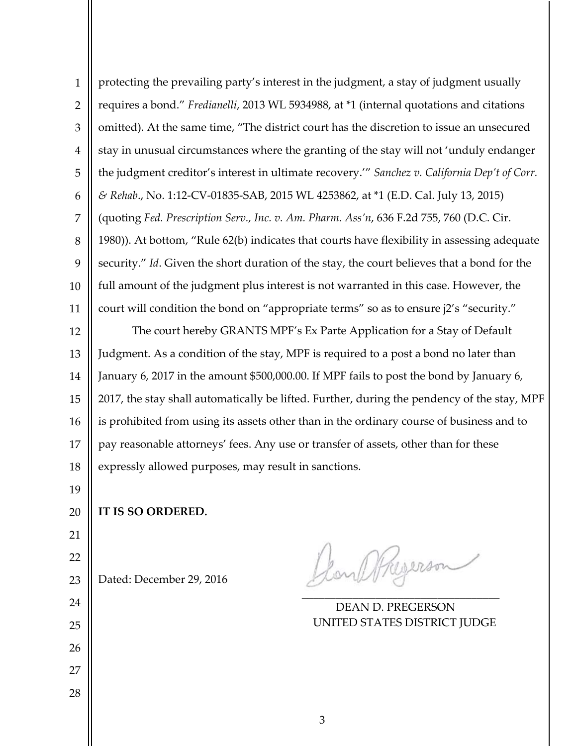protecting the prevailing party's interest in the judgment, a stay of judgment usually requires a bond." *Fredianelli*, 2013 WL 5934988, at *1 (internal quotations and citations omitted). At the same time, "The district court has the discretion to issue an unsecured stay in unusual circumstances where the granting of the stay will not 'unduly endanger the judgment creditor's interest in ultimate recovery.'" *Sanchez v. California Dep't of Corr. & Rehab.*, No. 1:12-CV-01835-SAB, 2015 WL 4253862, at *1 (E.D. Cal. July 13, 2015) (quoting *Fed. Prescription Serv., Inc. v. Am. Pharm. Ass'n*, 636 F.2d 755, 760 (D.C. Cir. 1980)). At bottom, "Rule 62(b) indicates that courts have flexibility in assessing adequate security." *Id*. Given the short duration of the stay, the court believes that a bond for the full amount of the judgment plus interest is not warranted in this case. However, the court will condition the bond on "appropriate terms" so as to ensure j2's "security."

The court hereby GRANTS MPF's Ex Parte Application for a Stay of Default Judgment. As a condition of the stay, MPF is required to a post a bond no later than January 6, 2017 in the amount $500,000.00. If MPF fails to post the bond by January 6, 2017, the stay shall automatically be lifted. Further, during the pendency of the stay, MPF is prohibited from using its assets other than in the ordinary course of business and to pay reasonable attorneys' fees. Any use or transfer of assets, other than for these expressly allowed purposes, may result in sanctions.

**IT IS SO ORDERED.**

Dated: December 29, 2016

DEAN D. PREGERSON
UNITED STATES DISTRICT JUDGE